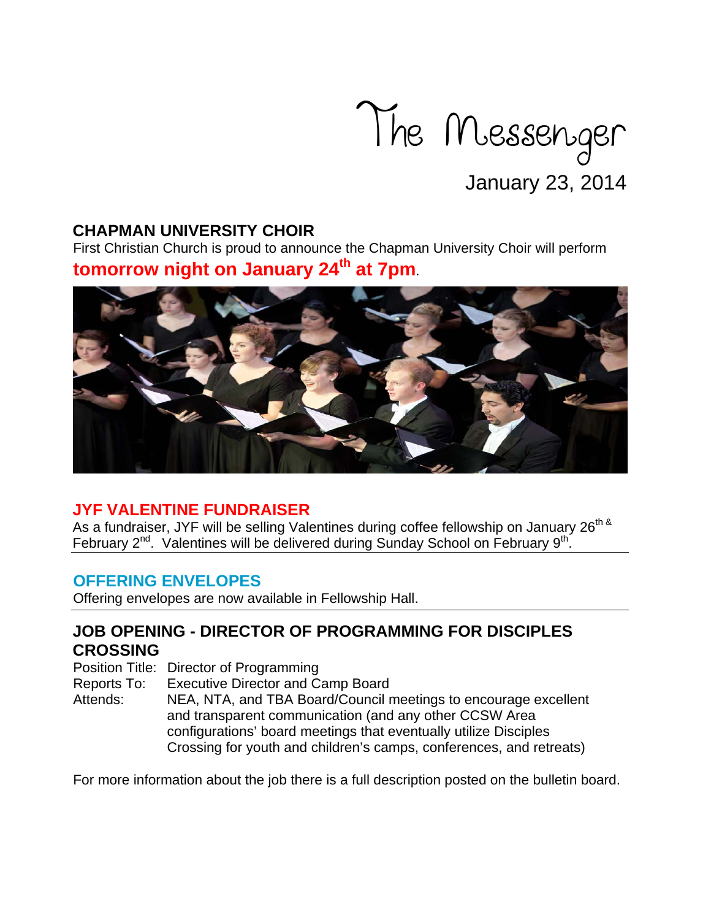# The Messenger

January 23, 2014

## CHAPMAN UNIVERSITY CHOIR

First Christian Church is proud to announce the Chapman University Choir will perform **tomorrow night on January 24th at 7pm**.

## JYF VALENTINE FUNDRAISER

As a fundraiser, JYF will be selling Valentines during coffee fellowship on January 26th & February 2nd. Valentines will be delivered during Sunday School on February 9th.

## OFFERING ENVELOPES

Offering envelopes are now available in Fellowship Hall.

## JOB OPENING - DIRECTOR OF PROGRAMMING FOR DISCIPLES CROSSING

Position Title: Director of Programming

Reports To: Executive Director and Camp Board

Attends: NEA, NTA, and TBA Board/Council meetings to encourage excellent and transparent communication (and any other CCSW Area configurations' board meetings that eventually utilize Disciples Crossing for youth and children's camps, conferences, and retreats)

For more information about the job there is a full description posted on the bulletin board.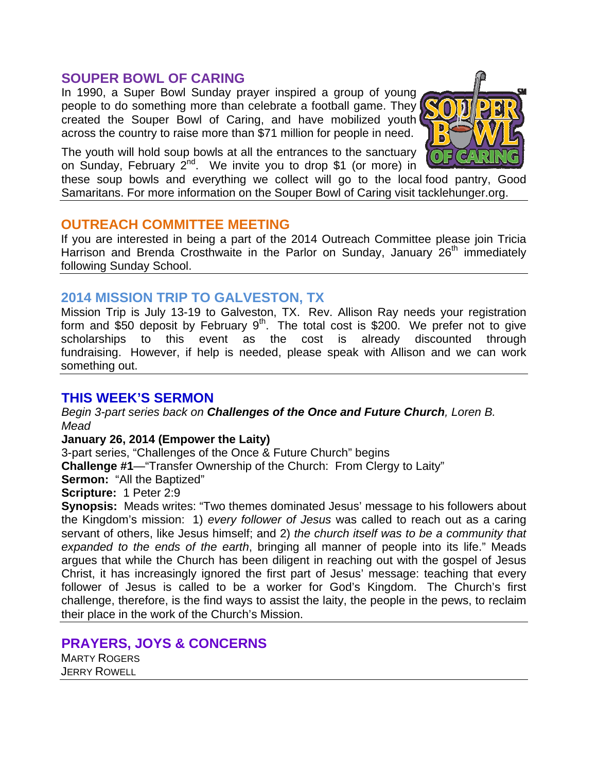## SOUPER BOWL OF CARING

In 1990, a Super Bowl Sunday prayer inspired a group of young people to do something more than celebrate a football game. They created the Souper Bowl of Caring, and have mobilized youth across the country to raise more than $71 million for people in need.

The youth will hold soup bowls at all the entrances to the sanctuary on Sunday, February 2nd. We invite you to drop $1 (or more) in these soup bowls and everything we collect will go to the local food pantry, Good Samaritans. For more information on the Souper Bowl of Caring visit tacklehunger.org.

## OUTREACH COMMITTEE MEETING

If you are interested in being a part of the 2014 Outreach Committee please join Tricia Harrison and Brenda Crosthwaite in the Parlor on Sunday, January 26th immediately following Sunday School.

## 2014 MISSION TRIP TO GALVESTON, TX

Mission Trip is July 13-19 to Galveston, TX. Rev. Allison Ray needs your registration form and $50 deposit by February 9th. The total cost is $200. We prefer not to give scholarships to this event as the cost is already discounted through fundraising. However, if help is needed, please speak with Allison and we can work something out.

## THIS WEEK'S SERMON

*Begin 3-part series back on* ***Challenges of the Once and Future Church****, Loren B. Mead*

**January 26, 2014 (Empower the Laity)**

3-part series, "Challenges of the Once & Future Church" begins

**Challenge #1**—"Transfer Ownership of the Church: From Clergy to Laity"

**Sermon:** "All the Baptized"

**Scripture:** 1 Peter 2:9

**Synopsis:** Meads writes: "Two themes dominated Jesus' message to his followers about the Kingdom's mission: 1) *every follower of Jesus* was called to reach out as a caring servant of others, like Jesus himself; and 2) *the church itself was to be a community that expanded to the ends of the earth*, bringing all manner of people into its life." Meads argues that while the Church has been diligent in reaching out with the gospel of Jesus Christ, it has increasingly ignored the first part of Jesus' message: teaching that every follower of Jesus is called to be a worker for God's Kingdom. The Church's first challenge, therefore, is the find ways to assist the laity, the people in the pews, to reclaim their place in the work of the Church's Mission.

## PRAYERS, JOYS & CONCERNS

MARTY ROGERS
JERRY ROWELL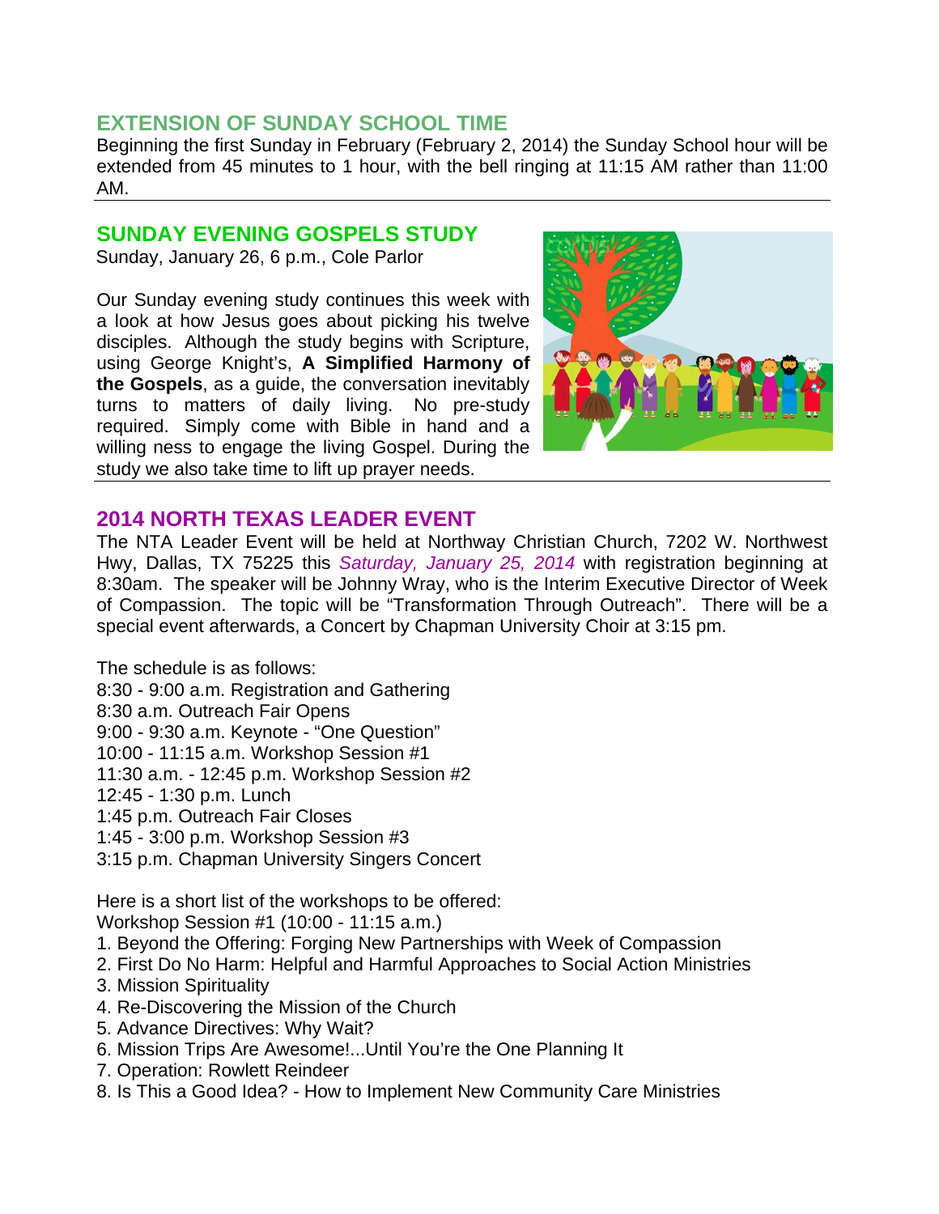## EXTENSION OF SUNDAY SCHOOL TIME

Beginning the first Sunday in February (February 2, 2014) the Sunday School hour will be extended from 45 minutes to 1 hour, with the bell ringing at 11:15 AM rather than 11:00 AM.

## SUNDAY EVENING GOSPELS STUDY

Sunday, January 26, 6 p.m., Cole Parlor

Our Sunday evening study continues this week with a look at how Jesus goes about picking his twelve disciples. Although the study begins with Scripture, using George Knight's, **A Simplified Harmony of the Gospels**, as a guide, the conversation inevitably turns to matters of daily living. No pre-study required. Simply come with Bible in hand and a willing ness to engage the living Gospel. During the study we also take time to lift up prayer needs.

## 2014 NORTH TEXAS LEADER EVENT

The NTA Leader Event will be held at Northway Christian Church, 7202 W. Northwest Hwy, Dallas, TX 75225 this *Saturday, January 25, 2014* with registration beginning at 8:30am. The speaker will be Johnny Wray, who is the Interim Executive Director of Week of Compassion. The topic will be "Transformation Through Outreach". There will be a special event afterwards, a Concert by Chapman University Choir at 3:15 pm.

The schedule is as follows:
8:30 - 9:00 a.m. Registration and Gathering
8:30 a.m. Outreach Fair Opens
9:00 - 9:30 a.m. Keynote - "One Question"
10:00 - 11:15 a.m. Workshop Session #1
11:30 a.m. - 12:45 p.m. Workshop Session #2
12:45 - 1:30 p.m. Lunch
1:45 p.m. Outreach Fair Closes
1:45 - 3:00 p.m. Workshop Session #3
3:15 p.m. Chapman University Singers Concert

Here is a short list of the workshops to be offered:
Workshop Session #1 (10:00 - 11:15 a.m.)

1. Beyond the Offering: Forging New Partnerships with Week of Compassion
2. First Do No Harm: Helpful and Harmful Approaches to Social Action Ministries
3. Mission Spirituality
4. Re-Discovering the Mission of the Church
5. Advance Directives: Why Wait?
6. Mission Trips Are Awesome!...Until You're the One Planning It
7. Operation: Rowlett Reindeer
8. Is This a Good Idea? - How to Implement New Community Care Ministries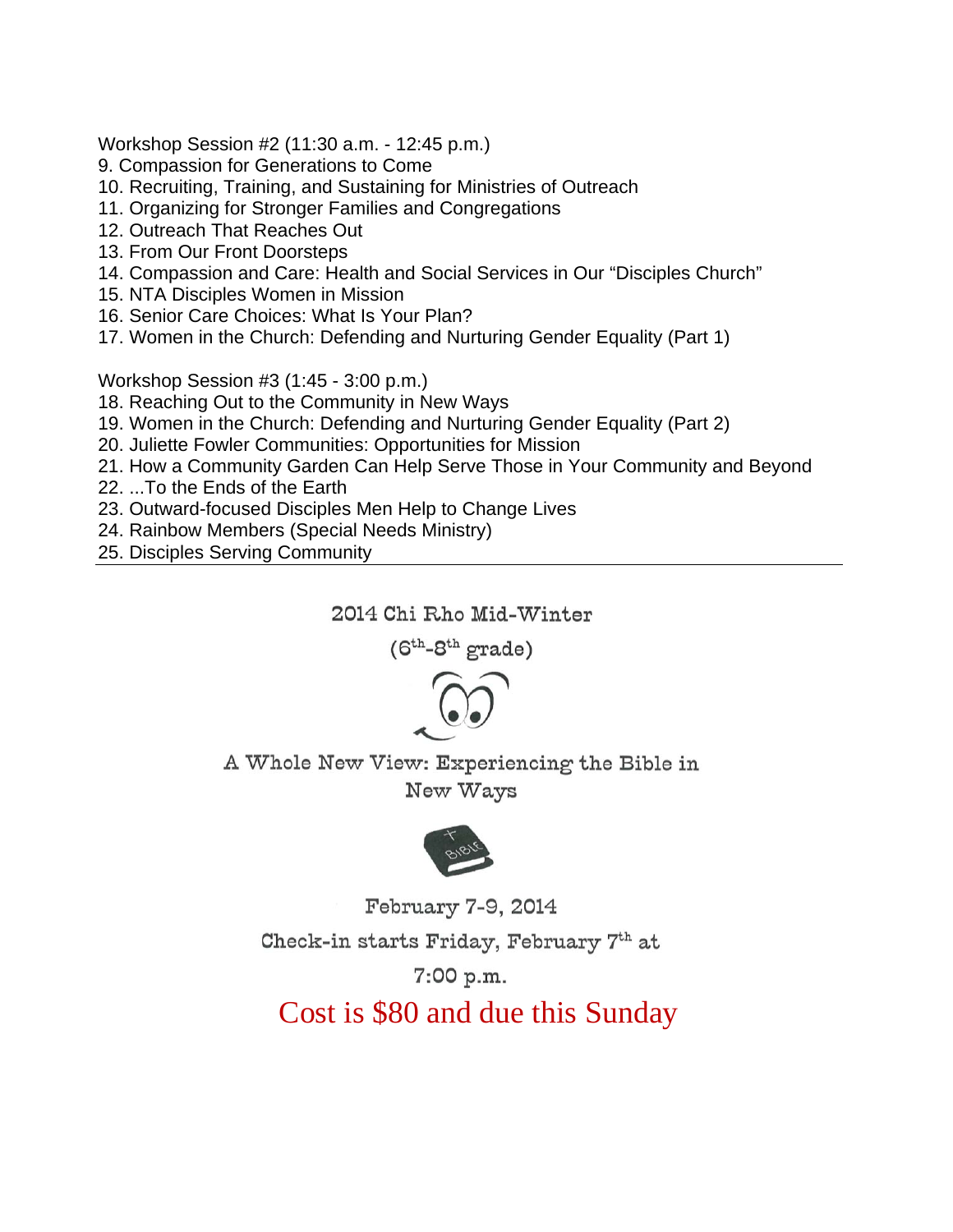Workshop Session #2 (11:30 a.m. - 12:45 p.m.)

9. Compassion for Generations to Come
10. Recruiting, Training, and Sustaining for Ministries of Outreach
11. Organizing for Stronger Families and Congregations
12. Outreach That Reaches Out
13. From Our Front Doorsteps
14. Compassion and Care: Health and Social Services in Our "Disciples Church"
15. NTA Disciples Women in Mission
16. Senior Care Choices: What Is Your Plan?
17. Women in the Church: Defending and Nurturing Gender Equality (Part 1)

Workshop Session #3 (1:45 - 3:00 p.m.)

18. Reaching Out to the Community in New Ways
19. Women in the Church: Defending and Nurturing Gender Equality (Part 2)
20. Juliette Fowler Communities: Opportunities for Mission
21. How a Community Garden Can Help Serve Those in Your Community and Beyond
22. ...To the Ends of the Earth
23. Outward-focused Disciples Men Help to Change Lives
24. Rainbow Members (Special Needs Ministry)
25. Disciples Serving Community

---

2014 Chi Rho Mid-Winter

(6th-8th grade)

A Whole New View: Experiencing the Bible in New Ways

February 7-9, 2014

Check-in starts Friday, February 7th at 7:00 p.m.

Cost is $80 and due this Sunday